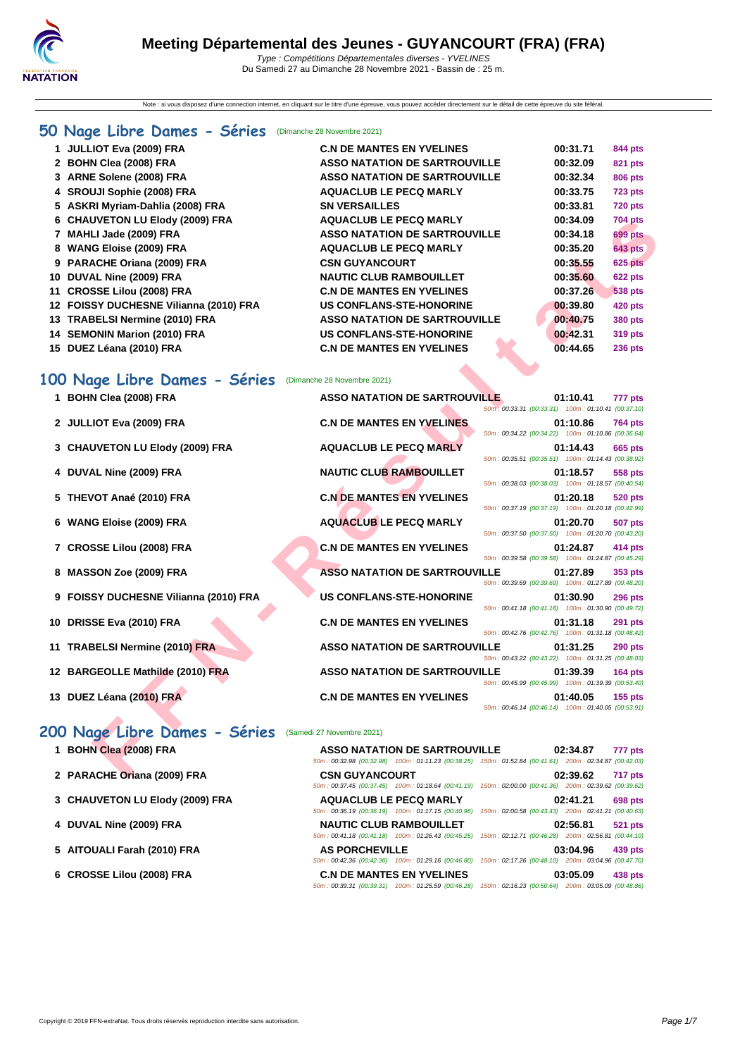# Meeting Départemental des Jeunes - GUYANCOURT (FRA) (FRA)

*Type : Compétitions Départementales diverses - YVELINES*

Du Samedi 27 au Dimanche 28 Novembre 2021 - Bassin de : 25 m.

Note : si vous disposez d'une connection internet, en cliquant sur le titre d'une épreuve, vous pouvez accéder directement sur le détail de cette épreuve du site féféral.

## 50 Nage Libre Dames - Séries (Dimanche 28 Novembre 2021)

| | | | | |
|---|---|---|---|---|
| 1 | JULLIOT Eva (2009) FRA | C.N DE MANTES EN YVELINES | 00:31.71 | 844 pts |
| 2 | BOHN Clea (2008) FRA | ASSO NATATION DE SARTROUVILLE | 00:32.09 | 821 pts |
| 3 | ARNE Solene (2008) FRA | ASSO NATATION DE SARTROUVILLE | 00:32.34 | 806 pts |
| 4 | SROUJI Sophie (2008) FRA | AQUACLUB LE PECQ MARLY | 00:33.75 | 723 pts |
| 5 | ASKRI Myriam-Dahlia (2008) FRA | SN VERSAILLES | 00:33.81 | 720 pts |
| 6 | CHAUVETON LU Elody (2009) FRA | AQUACLUB LE PECQ MARLY | 00:34.09 | 704 pts |
| 7 | MAHLI Jade (2009) FRA | ASSO NATATION DE SARTROUVILLE | 00:34.18 | 699 pts |
| 8 | WANG Eloise (2009) FRA | AQUACLUB LE PECQ MARLY | 00:35.20 | 643 pts |
| 9 | PARACHE Oriana (2009) FRA | CSN GUYANCOURT | 00:35.55 | 625 pts |
| 10 | DUVAL Nine (2009) FRA | NAUTIC CLUB RAMBOUILLET | 00:35.60 | 622 pts |
| 11 | CROSSE Lilou (2008) FRA | C.N DE MANTES EN YVELINES | 00:37.26 | 538 pts |
| 12 | FOISSY DUCHESNE Vilianna (2010) FRA | US CONFLANS-STE-HONORINE | 00:39.80 | 420 pts |
| 13 | TRABELSI Nermine (2010) FRA | ASSO NATATION DE SARTROUVILLE | 00:40.75 | 380 pts |
| 14 | SEMONIN Marion (2010) FRA | US CONFLANS-STE-HONORINE | 00:42.31 | 319 pts |
| 15 | DUEZ Léana (2010) FRA | C.N DE MANTES EN YVELINES | 00:44.65 | 236 pts |

## 100 Nage Libre Dames - Séries (Dimanche 28 Novembre 2021)

| | | | | | |
|---|---|---|---|---|---|
| 1 | BOHN Clea (2008) FRA | ASSO NATATION DE SARTROUVILLE | 01:10.41 | 777 pts | 50m : 00:33.31 (00:33.31) 100m : 01:10.41 (00:37.10) |
| 2 | JULLIOT Eva (2009) FRA | C.N DE MANTES EN YVELINES | 01:10.86 | 764 pts | 50m : 00:34.22 (00:34.22) 100m : 01:10.86 (00:36.64) |
| 3 | CHAUVETON LU Elody (2009) FRA | AQUACLUB LE PECQ MARLY | 01:14.43 | 665 pts | 50m : 00:35.51 (00:35.51) 100m : 01:14.43 (00:38.92) |
| 4 | DUVAL Nine (2009) FRA | NAUTIC CLUB RAMBOUILLET | 01:18.57 | 558 pts | 50m : 00:38.03 (00:38.03) 100m : 01:18.57 (00:40.54) |
| 5 | THEVOT Anaé (2010) FRA | C.N DE MANTES EN YVELINES | 01:20.18 | 520 pts | 50m : 00:37.19 (00:37.19) 100m : 01:20.18 (00:42.99) |
| 6 | WANG Eloise (2009) FRA | AQUACLUB LE PECQ MARLY | 01:20.70 | 507 pts | 50m : 00:37.50 (00:37.50) 100m : 01:20.70 (00:43.20) |
| 7 | CROSSE Lilou (2008) FRA | C.N DE MANTES EN YVELINES | 01:24.87 | 414 pts | 50m : 00:39.58 (00:39.58) 100m : 01:24.87 (00:45.29) |
| 8 | MASSON Zoe (2009) FRA | ASSO NATATION DE SARTROUVILLE | 01:27.89 | 353 pts | 50m : 00:39.69 (00:39.69) 100m : 01:27.89 (00:48.20) |
| 9 | FOISSY DUCHESNE Vilianna (2010) FRA | US CONFLANS-STE-HONORINE | 01:30.90 | 296 pts | 50m : 00:41.18 (00:41.18) 100m : 01:30.90 (00:49.72) |
| 10 | DRISSE Eva (2010) FRA | C.N DE MANTES EN YVELINES | 01:31.18 | 291 pts | 50m : 00:42.76 (00:42.76) 100m : 01:31.18 (00:48.42) |
| 11 | TRABELSI Nermine (2010) FRA | ASSO NATATION DE SARTROUVILLE | 01:31.25 | 290 pts | 50m : 00:43.22 (00:43.22) 100m : 01:31.25 (00:48.03) |
| 12 | BARGEOLLE Mathilde (2010) FRA | ASSO NATATION DE SARTROUVILLE | 01:39.39 | 164 pts | 50m : 00:45.99 (00:45.99) 100m : 01:39.39 (00:53.40) |
| 13 | DUEZ Léana (2010) FRA | C.N DE MANTES EN YVELINES | 01:40.05 | 155 pts | 50m : 00:46.14 (00:46.14) 100m : 01:40.05 (00:53.91) |

## 200 Nage Libre Dames - Séries (Samedi 27 Novembre 2021)

| | | | | | |
|---|---|---|---|---|---|
| 1 | BOHN Clea (2008) FRA | ASSO NATATION DE SARTROUVILLE | 02:34.87 | 777 pts | 50m : 00:32.98 (00:32.98) 100m : 01:11.23 (00:38.25) 150m : 01:52.84 (00:41.61) 200m : 02:34.87 (00:42.03) |
| 2 | PARACHE Oriana (2009) FRA | CSN GUYANCOURT | 02:39.62 | 717 pts | 50m : 00:37.45 (00:37.45) 100m : 01:18.64 (00:41.19) 150m : 02:00.00 (00:41.36) 200m : 02:39.62 (00:39.62) |
| 3 | CHAUVETON LU Elody (2009) FRA | AQUACLUB LE PECQ MARLY | 02:41.21 | 698 pts | 50m : 00:36.19 (00:36.19) 100m : 01:17.15 (00:40.96) 150m : 02:00.58 (00:43.43) 200m : 02:41.21 (00:40.63) |
| 4 | DUVAL Nine (2009) FRA | NAUTIC CLUB RAMBOUILLET | 02:56.81 | 521 pts | 50m : 00:41.18 (00:41.18) 100m : 01:26.43 (00:45.25) 150m : 02:12.71 (00:46.28) 200m : 02:56.81 (00:44.10) |
| 5 | AITOUALI Farah (2010) FRA | AS PORCHEVILLE | 03:04.96 | 439 pts | 50m : 00:42.36 (00:42.36) 100m : 01:29.16 (00:46.80) 150m : 02:17.26 (00:48.10) 200m : 03:04.96 (00:47.70) |
| 6 | CROSSE Lilou (2008) FRA | C.N DE MANTES EN YVELINES | 03:05.09 | 438 pts | 50m : 00:39.31 (00:39.31) 100m : 01:25.59 (00:46.28) 150m : 02:16.23 (00:50.64) 200m : 03:05.09 (00:48.86) |

Copyright © 2019 FFN-extraNat. Tous droits réservés reproduction interdite sans autorisation.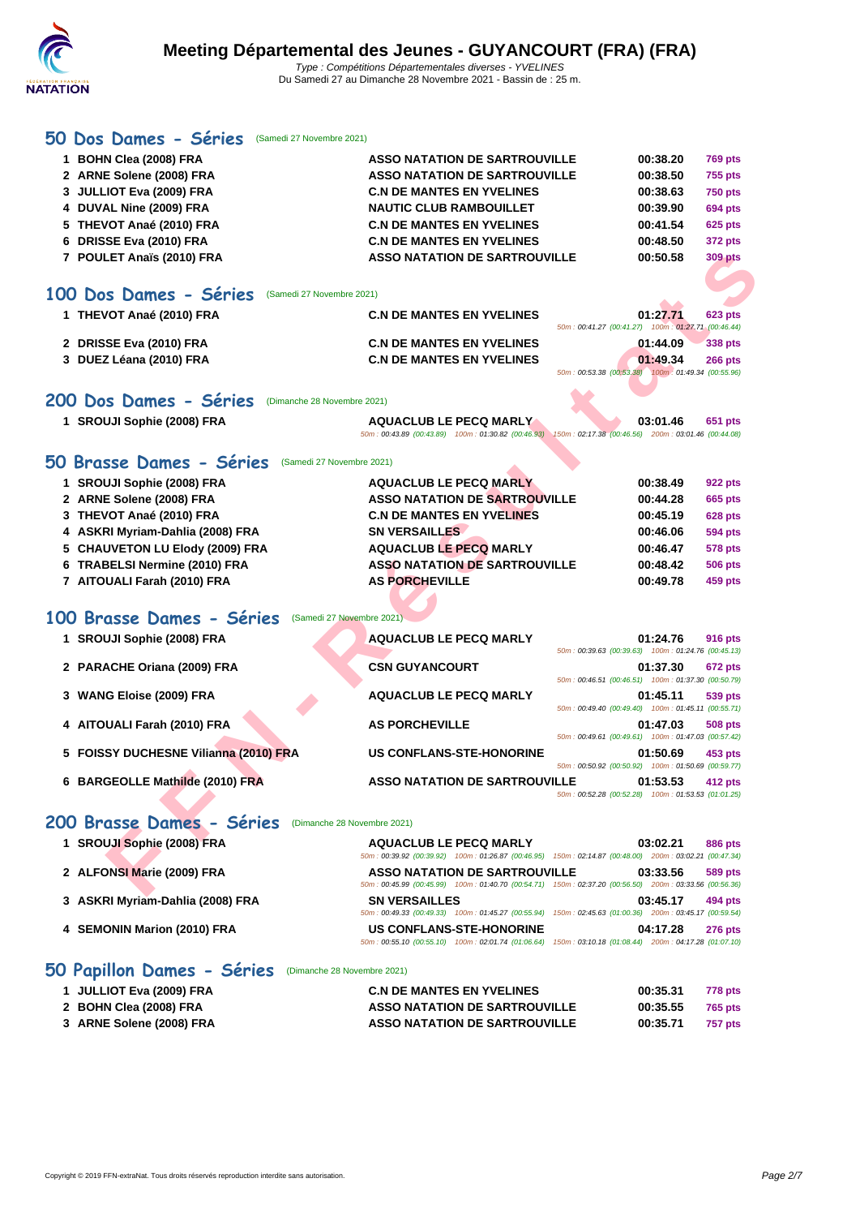# Meeting Départemental des Jeunes - GUYANCOURT (FRA) (FRA)

*Type : Compétitions Départementales diverses - YVELINES*
Du Samedi 27 au Dimanche 28 Novembre 2021 - Bassin de : 25 m.

## 50 Dos Dames - Séries (Samedi 27 Novembre 2021)

| | | | | |
|---|---|---|---|---|
| 1 | BOHN Clea (2008) FRA | ASSO NATATION DE SARTROUVILLE | 00:38.20 | 769 pts |
| 2 | ARNE Solene (2008) FRA | ASSO NATATION DE SARTROUVILLE | 00:38.50 | 755 pts |
| 3 | JULLIOT Eva (2009) FRA | C.N DE MANTES EN YVELINES | 00:38.63 | 750 pts |
| 4 | DUVAL Nine (2009) FRA | NAUTIC CLUB RAMBOUILLET | 00:39.90 | 694 pts |
| 5 | THEVOT Anaé (2010) FRA | C.N DE MANTES EN YVELINES | 00:41.54 | 625 pts |
| 6 | DRISSE Eva (2010) FRA | C.N DE MANTES EN YVELINES | 00:48.50 | 372 pts |
| 7 | POULET Anaïs (2010) FRA | ASSO NATATION DE SARTROUVILLE | 00:50.58 | 309 pts |

## 100 Dos Dames - Séries (Samedi 27 Novembre 2021)

| | | | | |
|---|---|---|---|---|
| 1 | THEVOT Anaé (2010) FRA | C.N DE MANTES EN YVELINES | 01:27.71 | 623 pts |
| | | 50m : 00:41.27 (00:41.27) 100m : 01:27.71 (00:46.44) | | |
| 2 | DRISSE Eva (2010) FRA | C.N DE MANTES EN YVELINES | 01:44.09 | 338 pts |
| 3 | DUEZ Léana (2010) FRA | C.N DE MANTES EN YVELINES | 01:49.34 | 266 pts |
| | | 50m : 00:53.38 (00:53.38) 100m : 01:49.34 (00:55.96) | | |

## 200 Dos Dames - Séries (Dimanche 28 Novembre 2021)

| | | | | |
|---|---|---|---|---|
| 1 | SROUJI Sophie (2008) FRA | AQUACLUB LE PECQ MARLY | 03:01.46 | 651 pts |
| | | 50m : 00:43.89 (00:43.89) 100m : 01:30.82 (00:46.93) 150m : 02:17.38 (00:46.56) 200m : 03:01.46 (00:44.08) | | |

## 50 Brasse Dames - Séries (Samedi 27 Novembre 2021)

| | | | | |
|---|---|---|---|---|
| 1 | SROUJI Sophie (2008) FRA | AQUACLUB LE PECQ MARLY | 00:38.49 | 922 pts |
| 2 | ARNE Solene (2008) FRA | ASSO NATATION DE SARTROUVILLE | 00:44.28 | 665 pts |
| 3 | THEVOT Anaé (2010) FRA | C.N DE MANTES EN YVELINES | 00:45.19 | 628 pts |
| 4 | ASKRI Myriam-Dahlia (2008) FRA | SN VERSAILLES | 00:46.06 | 594 pts |
| 5 | CHAUVETON LU Elody (2009) FRA | AQUACLUB LE PECQ MARLY | 00:46.47 | 578 pts |
| 6 | TRABELSI Nermine (2010) FRA | ASSO NATATION DE SARTROUVILLE | 00:48.42 | 506 pts |
| 7 | AITOUALI Farah (2010) FRA | AS PORCHEVILLE | 00:49.78 | 459 pts |

## 100 Brasse Dames - Séries (Samedi 27 Novembre 2021)

| | | | | |
|---|---|---|---|---|
| 1 | SROUJI Sophie (2008) FRA | AQUACLUB LE PECQ MARLY | 01:24.76 | 916 pts |
| | | 50m : 00:39.63 (00:39.63) 100m : 01:24.76 (00:45.13) | | |
| 2 | PARACHE Oriana (2009) FRA | CSN GUYANCOURT | 01:37.30 | 672 pts |
| | | 50m : 00:46.51 (00:46.51) 100m : 01:37.30 (00:50.79) | | |
| 3 | WANG Eloise (2009) FRA | AQUACLUB LE PECQ MARLY | 01:45.11 | 539 pts |
| | | 50m : 00:49.40 (00:49.40) 100m : 01:45.11 (00:55.71) | | |
| 4 | AITOUALI Farah (2010) FRA | AS PORCHEVILLE | 01:47.03 | 508 pts |
| | | 50m : 00:49.61 (00:49.61) 100m : 01:47.03 (00:57.42) | | |
| 5 | FOISSY DUCHESNE Vilianna (2010) FRA | US CONFLANS-STE-HONORINE | 01:50.69 | 453 pts |
| | | 50m : 00:50.92 (00:50.92) 100m : 01:50.69 (00:59.77) | | |
| 6 | BARGEOLLE Mathilde (2010) FRA | ASSO NATATION DE SARTROUVILLE | 01:53.53 | 412 pts |
| | | 50m : 00:52.28 (00:52.28) 100m : 01:53.53 (01:01.25) | | |

## 200 Brasse Dames - Séries (Dimanche 28 Novembre 2021)

| | | | | |
|---|---|---|---|---|
| 1 | SROUJI Sophie (2008) FRA | AQUACLUB LE PECQ MARLY | 03:02.21 | 886 pts |
| | | 50m : 00:39.92 (00:39.92) 100m : 01:26.87 (00:46.95) 150m : 02:14.87 (00:48.00) 200m : 03:02.21 (00:47.34) | | |
| 2 | ALFONSI Marie (2009) FRA | ASSO NATATION DE SARTROUVILLE | 03:33.56 | 589 pts |
| | | 50m : 00:45.99 (00:45.99) 100m : 01:40.70 (00:54.71) 150m : 02:37.20 (00:56.50) 200m : 03:33.56 (00:56.36) | | |
| 3 | ASKRI Myriam-Dahlia (2008) FRA | SN VERSAILLES | 03:45.17 | 494 pts |
| | | 50m : 00:49.33 (00:49.33) 100m : 01:45.27 (00:55.94) 150m : 02:45.63 (01:00.36) 200m : 03:45.17 (00:59.54) | | |
| 4 | SEMONIN Marion (2010) FRA | US CONFLANS-STE-HONORINE | 04:17.28 | 276 pts |
| | | 50m : 00:55.10 (00:55.10) 100m : 02:01.74 (01:06.64) 150m : 03:10.18 (01:08.44) 200m : 04:17.28 (01:07.10) | | |

## 50 Papillon Dames - Séries (Dimanche 28 Novembre 2021)

| | | | | |
|---|---|---|---|---|
| 1 | JULLIOT Eva (2009) FRA | C.N DE MANTES EN YVELINES | 00:35.31 | 778 pts |
| 2 | BOHN Clea (2008) FRA | ASSO NATATION DE SARTROUVILLE | 00:35.55 | 765 pts |
| 3 | ARNE Solene (2008) FRA | ASSO NATATION DE SARTROUVILLE | 00:35.71 | 757 pts |

Copyright © 2019 FFN-extraNat. Tous droits réservés reproduction interdite sans autorisation.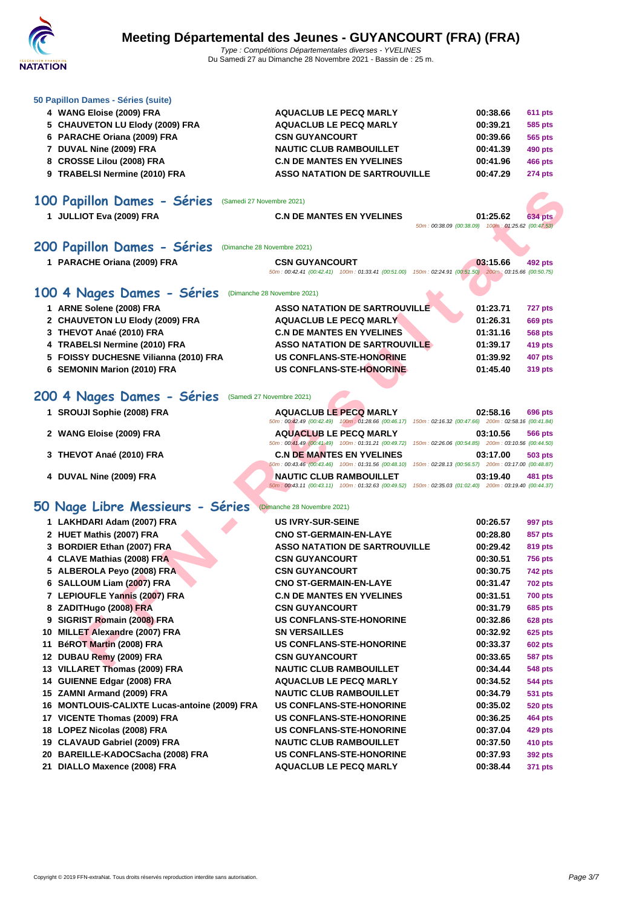## 50 Papillon Dames - Séries (suite)

| | | | | |
|---|---|---|---|---|
| 4 | WANG Eloise (2009) FRA | AQUACLUB LE PECQ MARLY | 00:38.66 | 611 pts |
| 5 | CHAUVETON LU Elody (2009) FRA | AQUACLUB LE PECQ MARLY | 00:39.21 | 585 pts |
| 6 | PARACHE Oriana (2009) FRA | CSN GUYANCOURT | 00:39.66 | 565 pts |
| 7 | DUVAL Nine (2009) FRA | NAUTIC CLUB RAMBOUILLET | 00:41.39 | 490 pts |
| 8 | CROSSE Lilou (2008) FRA | C.N DE MANTES EN YVELINES | 00:41.96 | 466 pts |
| 9 | TRABELSI Nermine (2010) FRA | ASSO NATATION DE SARTROUVILLE | 00:47.29 | 274 pts |

## 100 Papillon Dames - Séries (Samedi 27 Novembre 2021)

| | | | | |
|---|---|---|---|---|
| 1 | JULLIOT Eva (2009) FRA | C.N DE MANTES EN YVELINES | 01:25.62 | 634 pts |

50m : 00:38.09 (00:38.09) 100m : 01:25.62 (00:47.53)

## 200 Papillon Dames - Séries (Dimanche 28 Novembre 2021)

| | | | | |
|---|---|---|---|---|
| 1 | PARACHE Oriana (2009) FRA | CSN GUYANCOURT | 03:15.66 | 492 pts |

50m : 00:42.41 (00:42.41) 100m : 01:33.41 (00:51.00) 150m : 02:24.91 (00:51.50) 200m : 03:15.66 (00:50.75)

## 100 4 Nages Dames - Séries (Dimanche 28 Novembre 2021)

| | | | | |
|---|---|---|---|---|
| 1 | ARNE Solene (2008) FRA | ASSO NATATION DE SARTROUVILLE | 01:23.71 | 727 pts |
| 2 | CHAUVETON LU Elody (2009) FRA | AQUACLUB LE PECQ MARLY | 01:26.31 | 669 pts |
| 3 | THEVOT Anaé (2010) FRA | C.N DE MANTES EN YVELINES | 01:31.16 | 568 pts |
| 4 | TRABELSI Nermine (2010) FRA | ASSO NATATION DE SARTROUVILLE | 01:39.17 | 419 pts |
| 5 | FOISSY DUCHESNE Vilianna (2010) FRA | US CONFLANS-STE-HONORINE | 01:39.92 | 407 pts |
| 6 | SEMONIN Marion (2010) FRA | US CONFLANS-STE-HONORINE | 01:45.40 | 319 pts |

## 200 4 Nages Dames - Séries (Samedi 27 Novembre 2021)

| | | | | |
|---|---|---|---|---|
| 1 | SROUJI Sophie (2008) FRA | AQUACLUB LE PECQ MARLY | 02:58.16 | 696 pts |
| | | 50m : 00:42.49 (00:42.49) 100m : 01:28.66 (00:46.17) 150m : 02:16.32 (00:47.66) 200m : 02:58.16 (00:41.84) | | |
| 2 | WANG Eloise (2009) FRA | AQUACLUB LE PECQ MARLY | 03:10.56 | 566 pts |
| | | 50m : 00:41.49 (00:41.49) 100m : 01:31.21 (00:49.72) 150m : 02:26.06 (00:54.85) 200m : 03:10.56 (00:44.50) | | |
| 3 | THEVOT Anaé (2010) FRA | C.N DE MANTES EN YVELINES | 03:17.00 | 503 pts |
| | | 50m : 00:43.46 (00:43.46) 100m : 01:31.56 (00:48.10) 150m : 02:28.13 (00:56.57) 200m : 03:17.00 (00:48.87) | | |
| 4 | DUVAL Nine (2009) FRA | NAUTIC CLUB RAMBOUILLET | 03:19.40 | 481 pts |
| | | 50m : 00:43.11 (00:43.11) 100m : 01:32.63 (00:49.52) 150m : 02:35.03 (01:02.40) 200m : 03:19.40 (00:44.37) | | |

## 50 Nage Libre Messieurs - Séries (Dimanche 28 Novembre 2021)

| | | | | |
|---|---|---|---|---|
| 1 | LAKHDARI Adam (2007) FRA | US IVRY-SUR-SEINE | 00:26.57 | 997 pts |
| 2 | HUET Mathis (2007) FRA | CNO ST-GERMAIN-EN-LAYE | 00:28.80 | 857 pts |
| 3 | BORDIER Ethan (2007) FRA | ASSO NATATION DE SARTROUVILLE | 00:29.42 | 819 pts |
| 4 | CLAVE Mathias (2008) FRA | CSN GUYANCOURT | 00:30.51 | 756 pts |
| 5 | ALBEROLA Peyo (2008) FRA | CSN GUYANCOURT | 00:30.75 | 742 pts |
| 6 | SALLOUM Liam (2007) FRA | CNO ST-GERMAIN-EN-LAYE | 00:31.47 | 702 pts |
| 7 | LEPIOUFLE Yannis (2007) FRA | C.N DE MANTES EN YVELINES | 00:31.51 | 700 pts |
| 8 | ZADITHugo (2008) FRA | CSN GUYANCOURT | 00:31.79 | 685 pts |
| 9 | SIGRIST Romain (2008) FRA | US CONFLANS-STE-HONORINE | 00:32.86 | 628 pts |
| 10 | MILLET Alexandre (2007) FRA | SN VERSAILLES | 00:32.92 | 625 pts |
| 11 | BéROT Martin (2008) FRA | US CONFLANS-STE-HONORINE | 00:33.37 | 602 pts |
| 12 | DUBAU Remy (2009) FRA | CSN GUYANCOURT | 00:33.65 | 587 pts |
| 13 | VILLARET Thomas (2009) FRA | NAUTIC CLUB RAMBOUILLET | 00:34.44 | 548 pts |
| 14 | GUIENNE Edgar (2008) FRA | AQUACLUB LE PECQ MARLY | 00:34.52 | 544 pts |
| 15 | ZAMNI Armand (2009) FRA | NAUTIC CLUB RAMBOUILLET | 00:34.79 | 531 pts |
| 16 | MONTLOUIS-CALIXTE Lucas-antoine (2009) FRA | US CONFLANS-STE-HONORINE | 00:35.02 | 520 pts |
| 17 | VICENTE Thomas (2009) FRA | US CONFLANS-STE-HONORINE | 00:36.25 | 464 pts |
| 18 | LOPEZ Nicolas (2008) FRA | US CONFLANS-STE-HONORINE | 00:37.04 | 429 pts |
| 19 | CLAVAUD Gabriel (2009) FRA | NAUTIC CLUB RAMBOUILLET | 00:37.50 | 410 pts |
| 20 | BAREILLE-KADOCSacha (2008) FRA | US CONFLANS-STE-HONORINE | 00:37.93 | 392 pts |
| 21 | DIALLO Maxence (2008) FRA | AQUACLUB LE PECQ MARLY | 00:38.44 | 371 pts |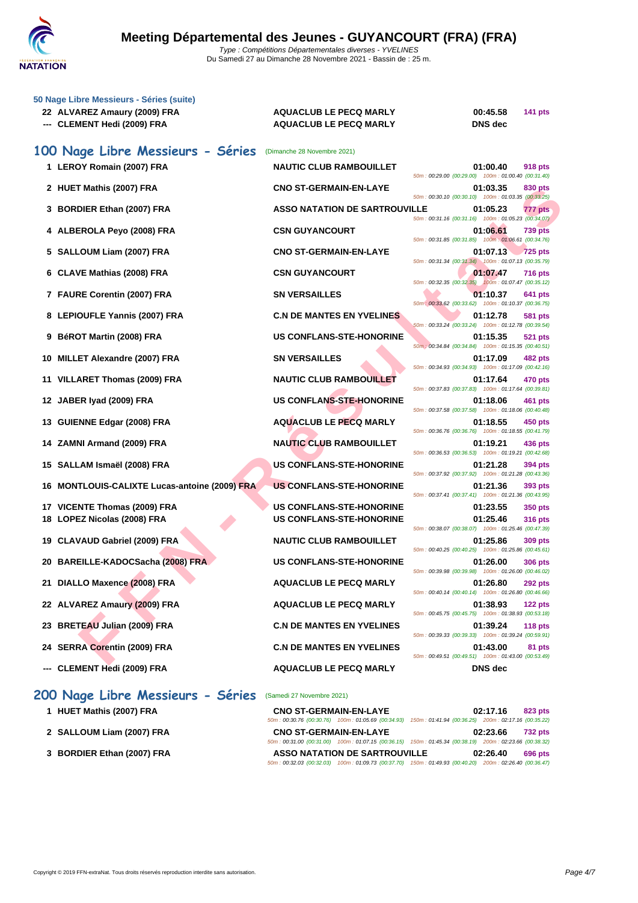# Meeting Départemental des Jeunes - GUYANCOURT (FRA) (FRA)

*Type : Compétitions Départementales diverses - YVELINES*
Du Samedi 27 au Dimanche 28 Novembre 2021 - Bassin de : 25 m.

### 50 Nage Libre Messieurs - Séries (suite)

| | | | | |
|---|---|---|---|---|
| 22 | ALVAREZ Amaury (2009) FRA | AQUACLUB LE PECQ MARLY | 00:45.58 | 141 pts |
| --- | CLEMENT Hedi (2009) FRA | AQUACLUB LE PECQ MARLY | DNS dec | |

## 100 Nage Libre Messieurs - Séries (Dimanche 28 Novembre 2021)

| | | | | | |
|---|---|---|---|---|---|
| 1 | LEROY Romain (2007) FRA | NAUTIC CLUB RAMBOUILLET | 01:00.40 | 918 pts | 50m : 00:29.00 (00:29.00) 100m : 01:00.40 (00:31.40) |
| 2 | HUET Mathis (2007) FRA | CNO ST-GERMAIN-EN-LAYE | 01:03.35 | 830 pts | 50m : 00:30.10 (00:30.10) 100m : 01:03.35 (00:33.25) |
| 3 | BORDIER Ethan (2007) FRA | ASSO NATATION DE SARTROUVILLE | 01:05.23 | 777 pts | 50m : 00:31.16 (00:31.16) 100m : 01:05.23 (00:34.07) |
| 4 | ALBEROLA Peyo (2008) FRA | CSN GUYANCOURT | 01:06.61 | 739 pts | 50m : 00:31.85 (00:31.85) 100m : 01:06.61 (00:34.76) |
| 5 | SALLOUM Liam (2007) FRA | CNO ST-GERMAIN-EN-LAYE | 01:07.13 | 725 pts | 50m : 00:31.34 (00:31.34) 100m : 01:07.13 (00:35.79) |
| 6 | CLAVE Mathias (2008) FRA | CSN GUYANCOURT | 01:07.47 | 716 pts | 50m : 00:32.35 (00:32.35) 100m : 01:07.47 (00:35.12) |
| 7 | FAURE Corentin (2007) FRA | SN VERSAILLES | 01:10.37 | 641 pts | 50m : 00:33.62 (00:33.62) 100m : 01:10.37 (00:36.75) |
| 8 | LEPIOUFLE Yannis (2007) FRA | C.N DE MANTES EN YVELINES | 01:12.78 | 581 pts | 50m : 00:33.24 (00:33.24) 100m : 01:12.78 (00:39.54) |
| 9 | BéROT Martin (2008) FRA | US CONFLANS-STE-HONORINE | 01:15.35 | 521 pts | 50m : 00:34.84 (00:34.84) 100m : 01:15.35 (00:40.51) |
| 10 | MILLET Alexandre (2007) FRA | SN VERSAILLES | 01:17.09 | 482 pts | 50m : 00:34.93 (00:34.93) 100m : 01:17.09 (00:42.16) |
| 11 | VILLARET Thomas (2009) FRA | NAUTIC CLUB RAMBOUILLET | 01:17.64 | 470 pts | 50m : 00:37.83 (00:37.83) 100m : 01:17.64 (00:39.81) |
| 12 | JABER Iyad (2009) FRA | US CONFLANS-STE-HONORINE | 01:18.06 | 461 pts | 50m : 00:37.58 (00:37.58) 100m : 01:18.06 (00:40.48) |
| 13 | GUIENNE Edgar (2008) FRA | AQUACLUB LE PECQ MARLY | 01:18.55 | 450 pts | 50m : 00:36.76 (00:36.76) 100m : 01:18.55 (00:41.79) |
| 14 | ZAMNI Armand (2009) FRA | NAUTIC CLUB RAMBOUILLET | 01:19.21 | 436 pts | 50m : 00:36.53 (00:36.53) 100m : 01:19.21 (00:42.68) |
| 15 | SALLAM Ismaël (2008) FRA | US CONFLANS-STE-HONORINE | 01:21.28 | 394 pts | 50m : 00:37.92 (00:37.92) 100m : 01:21.28 (00:43.36) |
| 16 | MONTLOUIS-CALIXTE Lucas-antoine (2009) FRA | US CONFLANS-STE-HONORINE | 01:21.36 | 393 pts | 50m : 00:37.41 (00:37.41) 100m : 01:21.36 (00:43.95) |
| 17 | VICENTE Thomas (2009) FRA | US CONFLANS-STE-HONORINE | 01:23.55 | 350 pts | |
| 18 | LOPEZ Nicolas (2008) FRA | US CONFLANS-STE-HONORINE | 01:25.46 | 316 pts | 50m : 00:38.07 (00:38.07) 100m : 01:25.46 (00:47.39) |
| 19 | CLAVAUD Gabriel (2009) FRA | NAUTIC CLUB RAMBOUILLET | 01:25.86 | 309 pts | 50m : 00:40.25 (00:40.25) 100m : 01:25.86 (00:45.61) |
| 20 | BAREILLE-KADOCSacha (2008) FRA | US CONFLANS-STE-HONORINE | 01:26.00 | 306 pts | 50m : 00:39.98 (00:39.98) 100m : 01:26.00 (00:46.02) |
| 21 | DIALLO Maxence (2008) FRA | AQUACLUB LE PECQ MARLY | 01:26.80 | 292 pts | 50m : 00:40.14 (00:40.14) 100m : 01:26.80 (00:46.66) |
| 22 | ALVAREZ Amaury (2009) FRA | AQUACLUB LE PECQ MARLY | 01:38.93 | 122 pts | 50m : 00:45.75 (00:45.75) 100m : 01:38.93 (00:53.18) |
| 23 | BRETEAU Julian (2009) FRA | C.N DE MANTES EN YVELINES | 01:39.24 | 118 pts | 50m : 00:39.33 (00:39.33) 100m : 01:39.24 (00:59.91) |
| 24 | SERRA Corentin (2009) FRA | C.N DE MANTES EN YVELINES | 01:43.00 | 81 pts | 50m : 00:49.51 (00:49.51) 100m : 01:43.00 (00:53.49) |
| --- | CLEMENT Hedi (2009) FRA | AQUACLUB LE PECQ MARLY | DNS dec | | |

## 200 Nage Libre Messieurs - Séries (Samedi 27 Novembre 2021)

| | | | | | |
|---|---|---|---|---|---|
| 1 | HUET Mathis (2007) FRA | CNO ST-GERMAIN-EN-LAYE | 02:17.16 | 823 pts | 50m : 00:30.76 (00:30.76) 100m : 01:05.69 (00:34.93) 150m : 01:41.94 (00:36.25) 200m : 02:17.16 (00:35.22) |
| 2 | SALLOUM Liam (2007) FRA | CNO ST-GERMAIN-EN-LAYE | 02:23.66 | 732 pts | 50m : 00:31.00 (00:31.00) 100m : 01:07.15 (00:36.15) 150m : 01:45.34 (00:38.19) 200m : 02:23.66 (00:38.32) |
| 3 | BORDIER Ethan (2007) FRA | ASSO NATATION DE SARTROUVILLE | 02:26.40 | 696 pts | 50m : 00:32.03 (00:32.03) 100m : 01:09.73 (00:37.70) 150m : 01:49.93 (00:40.20) 200m : 02:26.40 (00:36.47) |

Copyright © 2019 FFN-extraNat. Tous droits réservés reproduction interdite sans autorisation.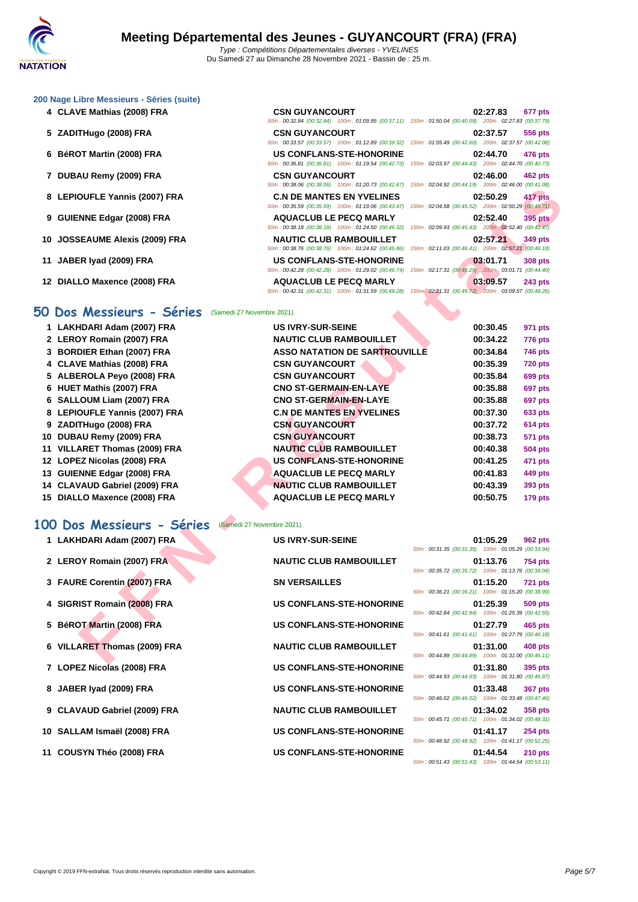### 200 Nage Libre Messieurs - Séries (suite)

| | | | | |
|---|---|---|---|---|
| 4 | CLAVE Mathias (2008) FRA | CSN GUYANCOURT | 02:27.83 | 677 pts |
| | | 50m : 00:32.84 (00:32.84) 100m : 01:09.95 (00:37.11) 150m : 01:50.04 (00:40.09) 200m : 02:27.83 (00:37.79) | | |
| 5 | ZADITHugo (2008) FRA | CSN GUYANCOURT | 02:37.57 | 556 pts |
| | | 50m : 00:33.57 (00:33.57) 100m : 01:12.89 (00:39.32) 150m : 01:55.49 (00:42.60) 200m : 02:37.57 (00:42.08) | | |
| 6 | BéROT Martin (2008) FRA | US CONFLANS-STE-HONORINE | 02:44.70 | 476 pts |
| | | 50m : 00:36.81 (00:36.81) 100m : 01:19.54 (00:42.73) 150m : 02:03.97 (00:44.43) 200m : 02:44.70 (00:40.73) | | |
| 7 | DUBAU Remy (2009) FRA | CSN GUYANCOURT | 02:46.00 | 462 pts |
| | | 50m : 00:38.06 (00:38.06) 100m : 01:20.73 (00:42.67) 150m : 02:04.92 (00:44.19) 200m : 02:46.00 (00:41.08) | | |
| 8 | LEPIOUFLE Yannis (2007) FRA | C.N DE MANTES EN YVELINES | 02:50.29 | 417 pts |
| | | 50m : 00:35.59 (00:35.59) 100m : 01:19.06 (00:43.47) 150m : 02:04.58 (00:45.52) 200m : 02:50.29 (00:45.71) | | |
| 9 | GUIENNE Edgar (2008) FRA | AQUACLUB LE PECQ MARLY | 02:52.40 | 395 pts |
| | | 50m : 00:38.18 (00:38.18) 100m : 01:24.50 (00:46.32) 150m : 02:09.93 (00:45.43) 200m : 02:52.40 (00:42.47) | | |
| 10 | JOSSEAUME Alexis (2009) FRA | NAUTIC CLUB RAMBOUILLET | 02:57.21 | 349 pts |
| | | 50m : 00:38.76 (00:38.76) 100m : 01:24.62 (00:45.86) 150m : 02:11.03 (00:46.41) 200m : 02:57.21 (00:46.18) | | |
| 11 | JABER Iyad (2009) FRA | US CONFLANS-STE-HONORINE | 03:01.71 | 308 pts |
| | | 50m : 00:42.28 (00:42.28) 100m : 01:29.02 (00:46.74) 150m : 02:17.31 (00:48.29) 200m : 03:01.71 (00:44.40) | | |
| 12 | DIALLO Maxence (2008) FRA | AQUACLUB LE PECQ MARLY | 03:09.57 | 243 pts |
| | | 50m : 00:42.31 (00:42.31) 100m : 01:31.59 (00:49.28) 150m : 02:21.31 (00:49.72) 200m : 03:09.57 (00:48.26) | | |

## 50 Dos Messieurs - Séries (Samedi 27 Novembre 2021)

| | | | | |
|---|---|---|---|---|
| 1 | LAKHDARI Adam (2007) FRA | US IVRY-SUR-SEINE | 00:30.45 | 971 pts |
| 2 | LEROY Romain (2007) FRA | NAUTIC CLUB RAMBOUILLET | 00:34.22 | 776 pts |
| 3 | BORDIER Ethan (2007) FRA | ASSO NATATION DE SARTROUVILLE | 00:34.84 | 746 pts |
| 4 | CLAVE Mathias (2008) FRA | CSN GUYANCOURT | 00:35.39 | 720 pts |
| 5 | ALBEROLA Peyo (2008) FRA | CSN GUYANCOURT | 00:35.84 | 699 pts |
| 6 | HUET Mathis (2007) FRA | CNO ST-GERMAIN-EN-LAYE | 00:35.88 | 697 pts |
| 6 | SALLOUM Liam (2007) FRA | CNO ST-GERMAIN-EN-LAYE | 00:35.88 | 697 pts |
| 8 | LEPIOUFLE Yannis (2007) FRA | C.N DE MANTES EN YVELINES | 00:37.30 | 633 pts |
| 9 | ZADITHugo (2008) FRA | CSN GUYANCOURT | 00:37.72 | 614 pts |
| 10 | DUBAU Remy (2009) FRA | CSN GUYANCOURT | 00:38.73 | 571 pts |
| 11 | VILLARET Thomas (2009) FRA | NAUTIC CLUB RAMBOUILLET | 00:40.38 | 504 pts |
| 12 | LOPEZ Nicolas (2008) FRA | US CONFLANS-STE-HONORINE | 00:41.25 | 471 pts |
| 13 | GUIENNE Edgar (2008) FRA | AQUACLUB LE PECQ MARLY | 00:41.83 | 449 pts |
| 14 | CLAVAUD Gabriel (2009) FRA | NAUTIC CLUB RAMBOUILLET | 00:43.39 | 393 pts |
| 15 | DIALLO Maxence (2008) FRA | AQUACLUB LE PECQ MARLY | 00:50.75 | 179 pts |

## 100 Dos Messieurs - Séries (Samedi 27 Novembre 2021)

| | | | | |
|---|---|---|---|---|
| 1 | LAKHDARI Adam (2007) FRA | US IVRY-SUR-SEINE | 01:05.29 | 962 pts |
| | | 50m : 00:31.35 (00:31.35) 100m : 01:05.29 (00:33.94) | | |
| 2 | LEROY Romain (2007) FRA | NAUTIC CLUB RAMBOUILLET | 01:13.76 | 754 pts |
| | | 50m : 00:35.72 (00:35.72) 100m : 01:13.76 (00:38.04) | | |
| 3 | FAURE Corentin (2007) FRA | SN VERSAILLES | 01:15.20 | 721 pts |
| | | 50m : 00:36.21 (00:36.21) 100m : 01:15.20 (00:38.99) | | |
| 4 | SIGRIST Romain (2008) FRA | US CONFLANS-STE-HONORINE | 01:25.39 | 509 pts |
| | | 50m : 00:42.84 (00:42.84) 100m : 01:25.39 (00:42.55) | | |
| 5 | BéROT Martin (2008) FRA | US CONFLANS-STE-HONORINE | 01:27.79 | 465 pts |
| | | 50m : 00:41.61 (00:41.61) 100m : 01:27.79 (00:46.18) | | |
| 6 | VILLARET Thomas (2009) FRA | NAUTIC CLUB RAMBOUILLET | 01:31.00 | 408 pts |
| | | 50m : 00:44.89 (00:44.89) 100m : 01:31.00 (00:46.11) | | |
| 7 | LOPEZ Nicolas (2008) FRA | US CONFLANS-STE-HONORINE | 01:31.80 | 395 pts |
| | | 50m : 00:44.93 (00:44.93) 100m : 01:31.80 (00:46.87) | | |
| 8 | JABER Iyad (2009) FRA | US CONFLANS-STE-HONORINE | 01:33.48 | 367 pts |
| | | 50m : 00:46.02 (00:46.02) 100m : 01:33.48 (00:47.46) | | |
| 9 | CLAVAUD Gabriel (2009) FRA | NAUTIC CLUB RAMBOUILLET | 01:34.02 | 358 pts |
| | | 50m : 00:45.71 (00:45.71) 100m : 01:34.02 (00:48.31) | | |
| 10 | SALLAM Ismaël (2008) FRA | US CONFLANS-STE-HONORINE | 01:41.17 | 254 pts |
| | | 50m : 00:48.92 (00:48.92) 100m : 01:41.17 (00:52.25) | | |
| 11 | COUSYN Théo (2008) FRA | US CONFLANS-STE-HONORINE | 01:44.54 | 210 pts |
| | | 50m : 00:51.43 (00:51.43) 100m : 01:44.54 (00:53.11) | | |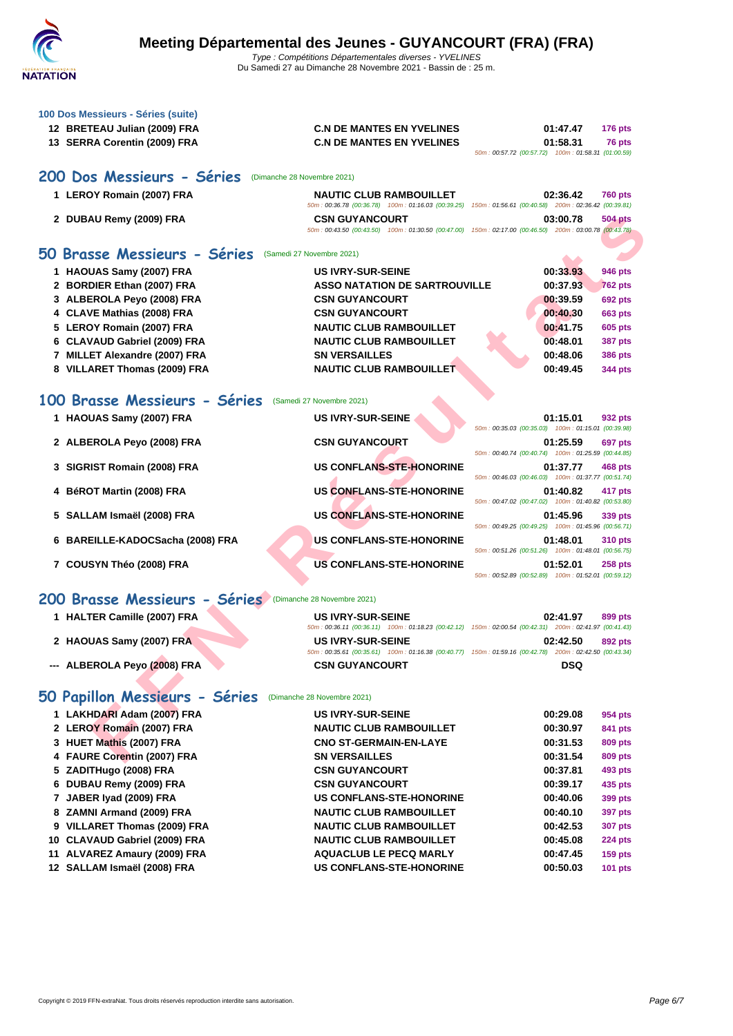### 100 Dos Messieurs - Séries (suite)

| | | | | |
|---|---|---|---|---|
| 12 | BRETEAU Julian (2009) FRA | C.N DE MANTES EN YVELINES | 01:47.47 | 176 pts |
| 13 | SERRA Corentin (2009) FRA | C.N DE MANTES EN YVELINES | 01:58.31 | 76 pts |
| | | 50m : 00:57.72 (00:57.72) 100m : 01:58.31 (01:00.59) | | |

## 200 Dos Messieurs - Séries (Dimanche 28 Novembre 2021)

| | | | | |
|---|---|---|---|---|
| 1 | LEROY Romain (2007) FRA | NAUTIC CLUB RAMBOUILLET | 02:36.42 | 760 pts |
| | | 50m : 00:36.78 (00:36.78) 100m : 01:16.03 (00:39.25) 150m : 01:56.61 (00:40.58) 200m : 02:36.42 (00:39.81) | | |
| 2 | DUBAU Remy (2009) FRA | CSN GUYANCOURT | 03:00.78 | 504 pts |
| | | 50m : 00:43.50 (00:43.50) 100m : 01:30.50 (00:47.00) 150m : 02:17.00 (00:46.50) 200m : 03:00.78 (00:43.78) | | |

## 50 Brasse Messieurs - Séries (Samedi 27 Novembre 2021)

| | | | | |
|---|---|---|---|---|
| 1 | HAOUAS Samy (2007) FRA | US IVRY-SUR-SEINE | 00:33.93 | 946 pts |
| 2 | BORDIER Ethan (2007) FRA | ASSO NATATION DE SARTROUVILLE | 00:37.93 | 762 pts |
| 3 | ALBEROLA Peyo (2008) FRA | CSN GUYANCOURT | 00:39.59 | 692 pts |
| 4 | CLAVE Mathias (2008) FRA | CSN GUYANCOURT | 00:40.30 | 663 pts |
| 5 | LEROY Romain (2007) FRA | NAUTIC CLUB RAMBOUILLET | 00:41.75 | 605 pts |
| 6 | CLAVAUD Gabriel (2009) FRA | NAUTIC CLUB RAMBOUILLET | 00:48.01 | 387 pts |
| 7 | MILLET Alexandre (2007) FRA | SN VERSAILLES | 00:48.06 | 386 pts |
| 8 | VILLARET Thomas (2009) FRA | NAUTIC CLUB RAMBOUILLET | 00:49.45 | 344 pts |

## 100 Brasse Messieurs - Séries (Samedi 27 Novembre 2021)

| | | | | |
|---|---|---|---|---|
| 1 | HAOUAS Samy (2007) FRA | US IVRY-SUR-SEINE | 01:15.01 | 932 pts |
| | | 50m : 00:35.03 (00:35.03) 100m : 01:15.01 (00:39.98) | | |
| 2 | ALBEROLA Peyo (2008) FRA | CSN GUYANCOURT | 01:25.59 | 697 pts |
| | | 50m : 00:40.74 (00:40.74) 100m : 01:25.59 (00:44.85) | | |
| 3 | SIGRIST Romain (2008) FRA | US CONFLANS-STE-HONORINE | 01:37.77 | 468 pts |
| | | 50m : 00:46.03 (00:46.03) 100m : 01:37.77 (00:51.74) | | |
| 4 | BéROT Martin (2008) FRA | US CONFLANS-STE-HONORINE | 01:40.82 | 417 pts |
| | | 50m : 00:47.02 (00:47.02) 100m : 01:40.82 (00:53.80) | | |
| 5 | SALLAM Ismaël (2008) FRA | US CONFLANS-STE-HONORINE | 01:45.96 | 339 pts |
| | | 50m : 00:49.25 (00:49.25) 100m : 01:45.96 (00:56.71) | | |
| 6 | BAREILLE-KADOCSacha (2008) FRA | US CONFLANS-STE-HONORINE | 01:48.01 | 310 pts |
| | | 50m : 00:51.26 (00:51.26) 100m : 01:48.01 (00:56.75) | | |
| 7 | COUSYN Théo (2008) FRA | US CONFLANS-STE-HONORINE | 01:52.01 | 258 pts |
| | | 50m : 00:52.89 (00:52.89) 100m : 01:52.01 (00:59.12) | | |

## 200 Brasse Messieurs - Séries (Dimanche 28 Novembre 2021)

| | | | | |
|---|---|---|---|---|
| 1 | HALTER Camille (2007) FRA | US IVRY-SUR-SEINE | 02:41.97 | 899 pts |
| | | 50m : 00:36.11 (00:36.11) 100m : 01:18.23 (00:42.12) 150m : 02:00.54 (00:42.31) 200m : 02:41.97 (00:41.43) | | |
| 2 | HAOUAS Samy (2007) FRA | US IVRY-SUR-SEINE | 02:42.50 | 892 pts |
| | | 50m : 00:35.61 (00:35.61) 100m : 01:16.38 (00:40.77) 150m : 01:59.16 (00:42.78) 200m : 02:42.50 (00:43.34) | | |
| --- | ALBEROLA Peyo (2008) FRA | CSN GUYANCOURT | DSQ | |

## 50 Papillon Messieurs - Séries (Dimanche 28 Novembre 2021)

| | | | | |
|---|---|---|---|---|
| 1 | LAKHDARI Adam (2007) FRA | US IVRY-SUR-SEINE | 00:29.08 | 954 pts |
| 2 | LEROY Romain (2007) FRA | NAUTIC CLUB RAMBOUILLET | 00:30.97 | 841 pts |
| 3 | HUET Mathis (2007) FRA | CNO ST-GERMAIN-EN-LAYE | 00:31.53 | 809 pts |
| 4 | FAURE Corentin (2007) FRA | SN VERSAILLES | 00:31.54 | 809 pts |
| 5 | ZADITHugo (2008) FRA | CSN GUYANCOURT | 00:37.81 | 493 pts |
| 6 | DUBAU Remy (2009) FRA | CSN GUYANCOURT | 00:39.17 | 435 pts |
| 7 | JABER Iyad (2009) FRA | US CONFLANS-STE-HONORINE | 00:40.06 | 399 pts |
| 8 | ZAMNI Armand (2009) FRA | NAUTIC CLUB RAMBOUILLET | 00:40.10 | 397 pts |
| 9 | VILLARET Thomas (2009) FRA | NAUTIC CLUB RAMBOUILLET | 00:42.53 | 307 pts |
| 10 | CLAVAUD Gabriel (2009) FRA | NAUTIC CLUB RAMBOUILLET | 00:45.08 | 224 pts |
| 11 | ALVAREZ Amaury (2009) FRA | AQUACLUB LE PECQ MARLY | 00:47.45 | 159 pts |
| 12 | SALLAM Ismaël (2008) FRA | US CONFLANS-STE-HONORINE | 00:50.03 | 101 pts |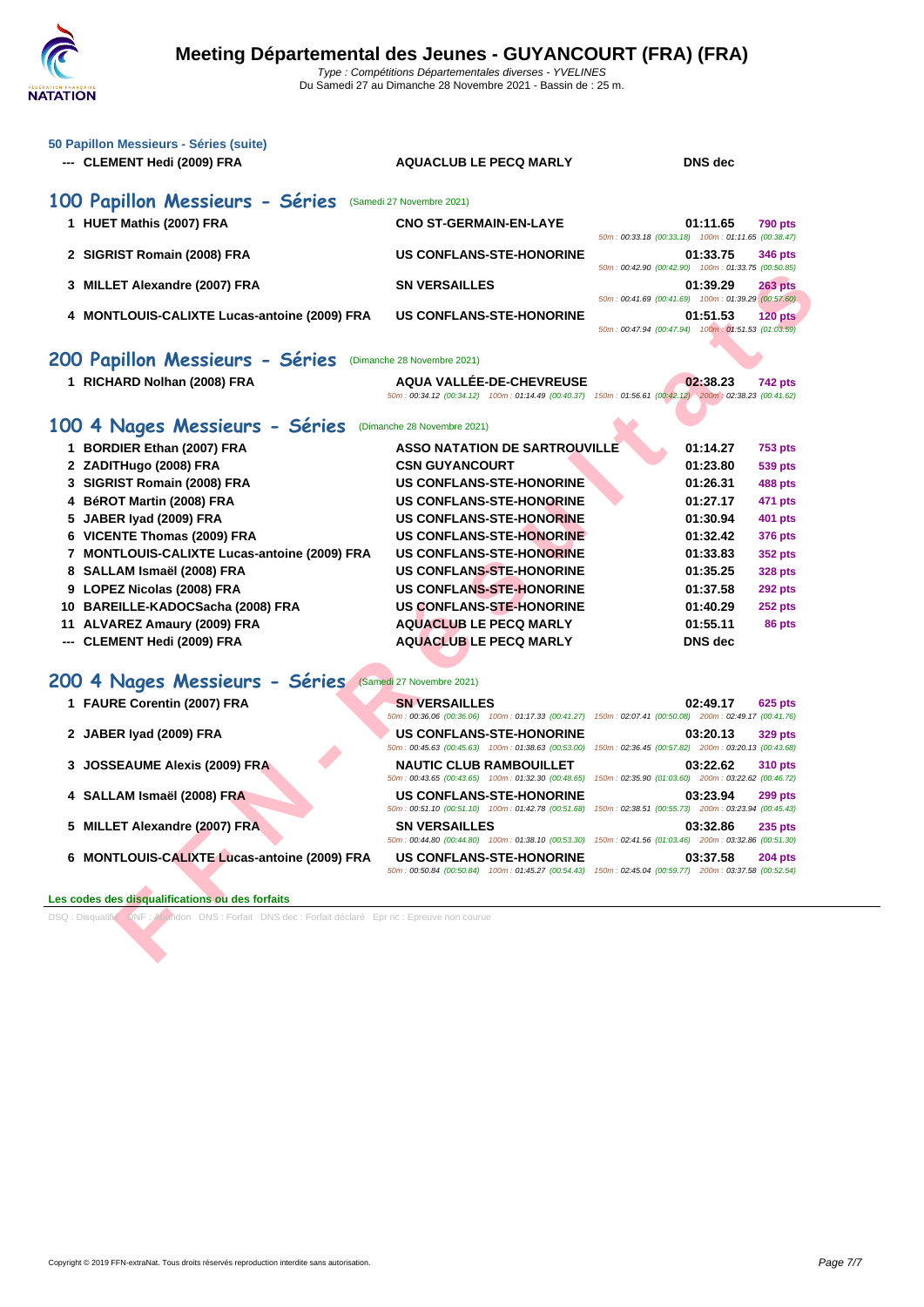# Meeting Départemental des Jeunes - GUYANCOURT (FRA) (FRA)

*Type : Compétitions Départementales diverses - YVELINES*
Du Samedi 27 au Dimanche 28 Novembre 2021 - Bassin de : 25 m.

**50 Papillon Messieurs - Séries (suite)**

| | | | | |
|---|---|---|---|---|
| --- | CLEMENT Hedi (2009) FRA | AQUACLUB LE PECQ MARLY | DNS dec | |

## 100 Papillon Messieurs - Séries (Samedi 27 Novembre 2021)

| | | | | |
|---|---|---|---|---|
| 1 | HUET Mathis (2007) FRA | CNO ST-GERMAIN-EN-LAYE | 01:11.65 | 790 pts |
| | | 50m : 00:33.18 (00:33.18) 100m : 01:11.65 (00:38.47) | | |
| 2 | SIGRIST Romain (2008) FRA | US CONFLANS-STE-HONORINE | 01:33.75 | 346 pts |
| | | 50m : 00:42.90 (00:42.90) 100m : 01:33.75 (00:50.85) | | |
| 3 | MILLET Alexandre (2007) FRA | SN VERSAILLES | 01:39.29 | 263 pts |
| | | 50m : 00:41.69 (00:41.69) 100m : 01:39.29 (00:57.60) | | |
| 4 | MONTLOUIS-CALIXTE Lucas-antoine (2009) FRA | US CONFLANS-STE-HONORINE | 01:51.53 | 120 pts |
| | | 50m : 00:47.94 (00:47.94) 100m : 01:51.53 (01:03.59) | | |

## 200 Papillon Messieurs - Séries (Dimanche 28 Novembre 2021)

| | | | | |
|---|---|---|---|---|
| 1 | RICHARD Nolhan (2008) FRA | AQUA VALLÉE-DE-CHEVREUSE | 02:38.23 | 742 pts |
| | | 50m : 00:34.12 (00:34.12) 100m : 01:14.49 (00:40.37) 150m : 01:56.61 (00:42.12) 200m : 02:38.23 (00:41.62) | | |

## 100 4 Nages Messieurs - Séries (Dimanche 28 Novembre 2021)

| | | | | |
|---|---|---|---|---|
| 1 | BORDIER Ethan (2007) FRA | ASSO NATATION DE SARTROUVILLE | 01:14.27 | 753 pts |
| 2 | ZADITHugo (2008) FRA | CSN GUYANCOURT | 01:23.80 | 539 pts |
| 3 | SIGRIST Romain (2008) FRA | US CONFLANS-STE-HONORINE | 01:26.31 | 488 pts |
| 4 | BéROT Martin (2008) FRA | US CONFLANS-STE-HONORINE | 01:27.17 | 471 pts |
| 5 | JABER Iyad (2009) FRA | US CONFLANS-STE-HONORINE | 01:30.94 | 401 pts |
| 6 | VICENTE Thomas (2009) FRA | US CONFLANS-STE-HONORINE | 01:32.42 | 376 pts |
| 7 | MONTLOUIS-CALIXTE Lucas-antoine (2009) FRA | US CONFLANS-STE-HONORINE | 01:33.83 | 352 pts |
| 8 | SALLAM Ismaël (2008) FRA | US CONFLANS-STE-HONORINE | 01:35.25 | 328 pts |
| 9 | LOPEZ Nicolas (2008) FRA | US CONFLANS-STE-HONORINE | 01:37.58 | 292 pts |
| 10 | BAREILLE-KADOCSacha (2008) FRA | US CONFLANS-STE-HONORINE | 01:40.29 | 252 pts |
| 11 | ALVAREZ Amaury (2009) FRA | AQUACLUB LE PECQ MARLY | 01:55.11 | 86 pts |
| --- | CLEMENT Hedi (2009) FRA | AQUACLUB LE PECQ MARLY | DNS dec | |

## 200 4 Nages Messieurs - Séries (Samedi 27 Novembre 2021)

| | | | | |
|---|---|---|---|---|
| 1 | FAURE Corentin (2007) FRA | SN VERSAILLES | 02:49.17 | 625 pts |
| | | 50m : 00:36.06 (00:36.06) 100m : 01:17.33 (00:41.27) 150m : 02:07.41 (00:50.08) 200m : 02:49.17 (00:41.76) | | |
| 2 | JABER Iyad (2009) FRA | US CONFLANS-STE-HONORINE | 03:20.13 | 329 pts |
| | | 50m : 00:45.63 (00:45.63) 100m : 01:38.63 (00:53.00) 150m : 02:36.45 (00:57.82) 200m : 03:20.13 (00:43.68) | | |
| 3 | JOSSEAUME Alexis (2009) FRA | NAUTIC CLUB RAMBOUILLET | 03:22.62 | 310 pts |
| | | 50m : 00:43.65 (00:43.65) 100m : 01:32.30 (00:48.65) 150m : 02:35.90 (01:03.60) 200m : 03:22.62 (00:46.72) | | |
| 4 | SALLAM Ismaël (2008) FRA | US CONFLANS-STE-HONORINE | 03:23.94 | 299 pts |
| | | 50m : 00:51.10 (00:51.10) 100m : 01:42.78 (00:51.68) 150m : 02:38.51 (00:55.73) 200m : 03:23.94 (00:45.43) | | |
| 5 | MILLET Alexandre (2007) FRA | SN VERSAILLES | 03:32.86 | 235 pts |
| | | 50m : 00:44.80 (00:44.80) 100m : 01:38.10 (00:53.30) 150m : 02:41.56 (01:03.46) 200m : 03:32.86 (00:51.30) | | |
| 6 | MONTLOUIS-CALIXTE Lucas-antoine (2009) FRA | US CONFLANS-STE-HONORINE | 03:37.58 | 204 pts |
| | | 50m : 00:50.84 (00:50.84) 100m : 01:45.27 (00:54.43) 150m : 02:45.04 (00:59.77) 200m : 03:37.58 (00:52.54) | | |

**Les codes des disqualifications ou des forfaits**

DSQ : Disqualifié DNF : Abandon DNS : Forfait DNS dec : Forfait déclaré Epr nc : Epreuve non courue